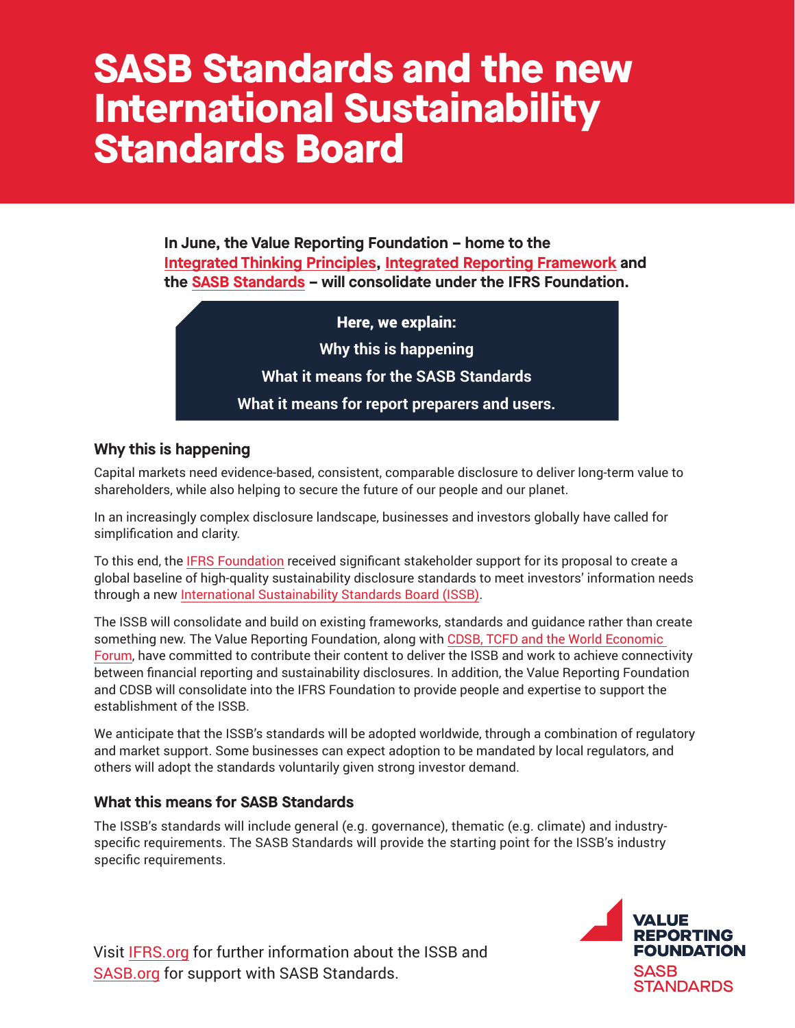# SASB Standards and the new International Sustainability Standards Board

**In June, the Value Reporting Foundation – home to the Integrated Thinking Principles, Integrated Reporting Framework and the SASB Standards – will consolidate under the IFRS Foundation.**

**Here, we explain:**

**Why this is happening**

**What it means for the SASB Standards**

**What it means for report preparers and users.**

## Why this is happening

Capital markets need evidence-based, consistent, comparable disclosure to deliver long-term value to shareholders, while also helping to secure the future of our people and our planet.

In an increasingly complex disclosure landscape, businesses and investors globally have called for simplification and clarity.

To this end, the IFRS Foundation received significant stakeholder support for its proposal to create a global baseline of high-quality sustainability disclosure standards to meet investors' information needs through a new International Sustainability Standards Board (ISSB).

The ISSB will consolidate and build on existing frameworks, standards and guidance rather than create something new. The Value Reporting Foundation, along with CDSB, TCFD and the World Economic Forum, have committed to contribute their content to deliver the ISSB and work to achieve connectivity between financial reporting and sustainability disclosures. In addition, the Value Reporting Foundation and CDSB will consolidate into the IFRS Foundation to provide people and expertise to support the establishment of the ISSB.

We anticipate that the ISSB's standards will be adopted worldwide, through a combination of regulatory and market support. Some businesses can expect adoption to be mandated by local regulators, and others will adopt the standards voluntarily given strong investor demand.

## What this means for SASB Standards

The ISSB's standards will include general (e.g. governance), thematic (e.g. climate) and industry-specific requirements. The SASB Standards will provide the starting point for the ISSB's industry specific requirements.

Visit IFRS.org for further information about the ISSB and SASB.org for support with SASB Standards.

VALUE REPORTING FOUNDATION

SASB STANDARDS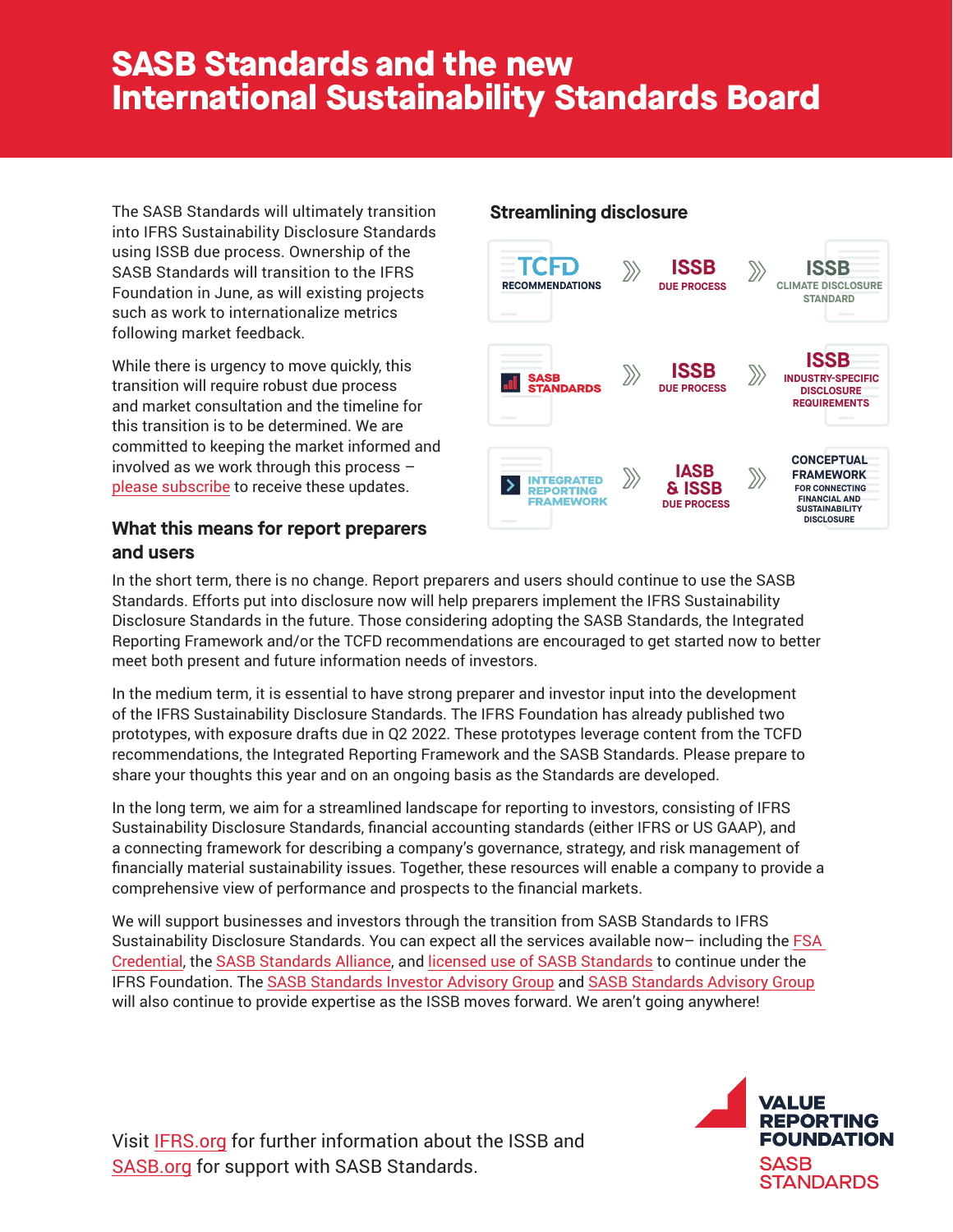# SASB Standards and the new International Sustainability Standards Board

The SASB Standards will ultimately transition into IFRS Sustainability Disclosure Standards using ISSB due process. Ownership of the SASB Standards will transition to the IFRS Foundation in June, as will existing projects such as work to internationalize metrics following market feedback.

While there is urgency to move quickly, this transition will require robust due process and market consultation and the timeline for this transition is to be determined. We are committed to keeping the market informed and involved as we work through this process – please subscribe to receive these updates.

## Streamlining disclosure

TCFD RECOMMENDATIONS » ISSB DUE PROCESS » ISSB CLIMATE DISCLOSURE STANDARD

SASB STANDARDS » ISSB DUE PROCESS » ISSB INDUSTRY-SPECIFIC DISCLOSURE REQUIREMENTS

INTEGRATED REPORTING FRAMEWORK » IASB & ISSB DUE PROCESS » CONCEPTUAL FRAMEWORK FOR CONNECTING FINANCIAL AND SUSTAINABILITY DISCLOSURE

## What this means for report preparers and users

In the short term, there is no change. Report preparers and users should continue to use the SASB Standards. Efforts put into disclosure now will help preparers implement the IFRS Sustainability Disclosure Standards in the future. Those considering adopting the SASB Standards, the Integrated Reporting Framework and/or the TCFD recommendations are encouraged to get started now to better meet both present and future information needs of investors.

In the medium term, it is essential to have strong preparer and investor input into the development of the IFRS Sustainability Disclosure Standards. The IFRS Foundation has already published two prototypes, with exposure drafts due in Q2 2022. These prototypes leverage content from the TCFD recommendations, the Integrated Reporting Framework and the SASB Standards. Please prepare to share your thoughts this year and on an ongoing basis as the Standards are developed.

In the long term, we aim for a streamlined landscape for reporting to investors, consisting of IFRS Sustainability Disclosure Standards, financial accounting standards (either IFRS or US GAAP), and a connecting framework for describing a company's governance, strategy, and risk management of financially material sustainability issues. Together, these resources will enable a company to provide a comprehensive view of performance and prospects to the financial markets.

We will support businesses and investors through the transition from SASB Standards to IFRS Sustainability Disclosure Standards. You can expect all the services available now– including the FSA Credential, the SASB Standards Alliance, and licensed use of SASB Standards to continue under the IFRS Foundation. The SASB Standards Investor Advisory Group and SASB Standards Advisory Group will also continue to provide expertise as the ISSB moves forward. We aren't going anywhere!

Visit IFRS.org for further information about the ISSB and SASB.org for support with SASB Standards.

VALUE REPORTING FOUNDATION

SASB STANDARDS